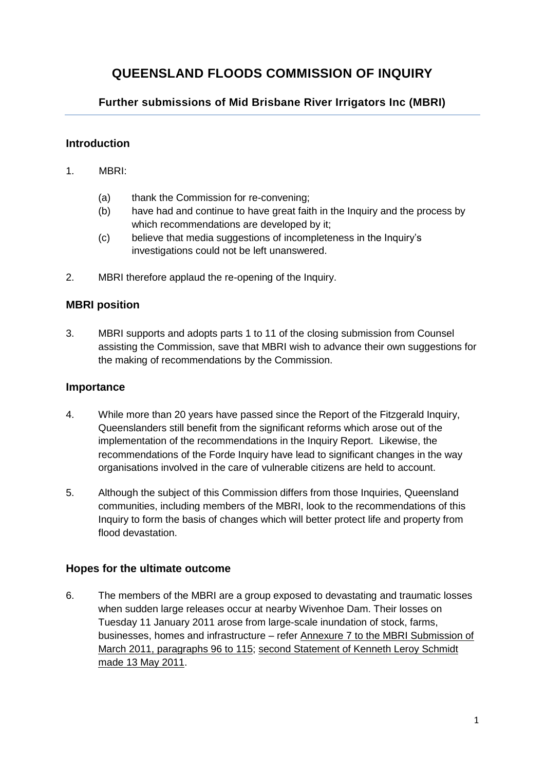# QUEENSLAND FLOODS COMMISSION OF INQUIRY

### Further submissions of Mid Brisbane River Irrigators Inc (MBRI)

## Introduction

1. MBRI:

   (a) thank the Commission for re-convening;

   (b) have had and continue to have great faith in the Inquiry and the process by which recommendations are developed by it;

   (c) believe that media suggestions of incompleteness in the Inquiry's investigations could not be left unanswered.

2. MBRI therefore applaud the re-opening of the Inquiry.

## MBRI position

3. MBRI supports and adopts parts 1 to 11 of the closing submission from Counsel assisting the Commission, save that MBRI wish to advance their own suggestions for the making of recommendations by the Commission.

## Importance

4. While more than 20 years have passed since the Report of the Fitzgerald Inquiry, Queenslanders still benefit from the significant reforms which arose out of the implementation of the recommendations in the Inquiry Report. Likewise, the recommendations of the Forde Inquiry have lead to significant changes in the way organisations involved in the care of vulnerable citizens are held to account.

5. Although the subject of this Commission differs from those Inquiries, Queensland communities, including members of the MBRI, look to the recommendations of this Inquiry to form the basis of changes which will better protect life and property from flood devastation.

## Hopes for the ultimate outcome

6. The members of the MBRI are a group exposed to devastating and traumatic losses when sudden large releases occur at nearby Wivenhoe Dam. Their losses on Tuesday 11 January 2011 arose from large-scale inundation of stock, farms, businesses, homes and infrastructure – refer Annexure 7 to the MBRI Submission of March 2011, paragraphs 96 to 115; second Statement of Kenneth Leroy Schmidt made 13 May 2011.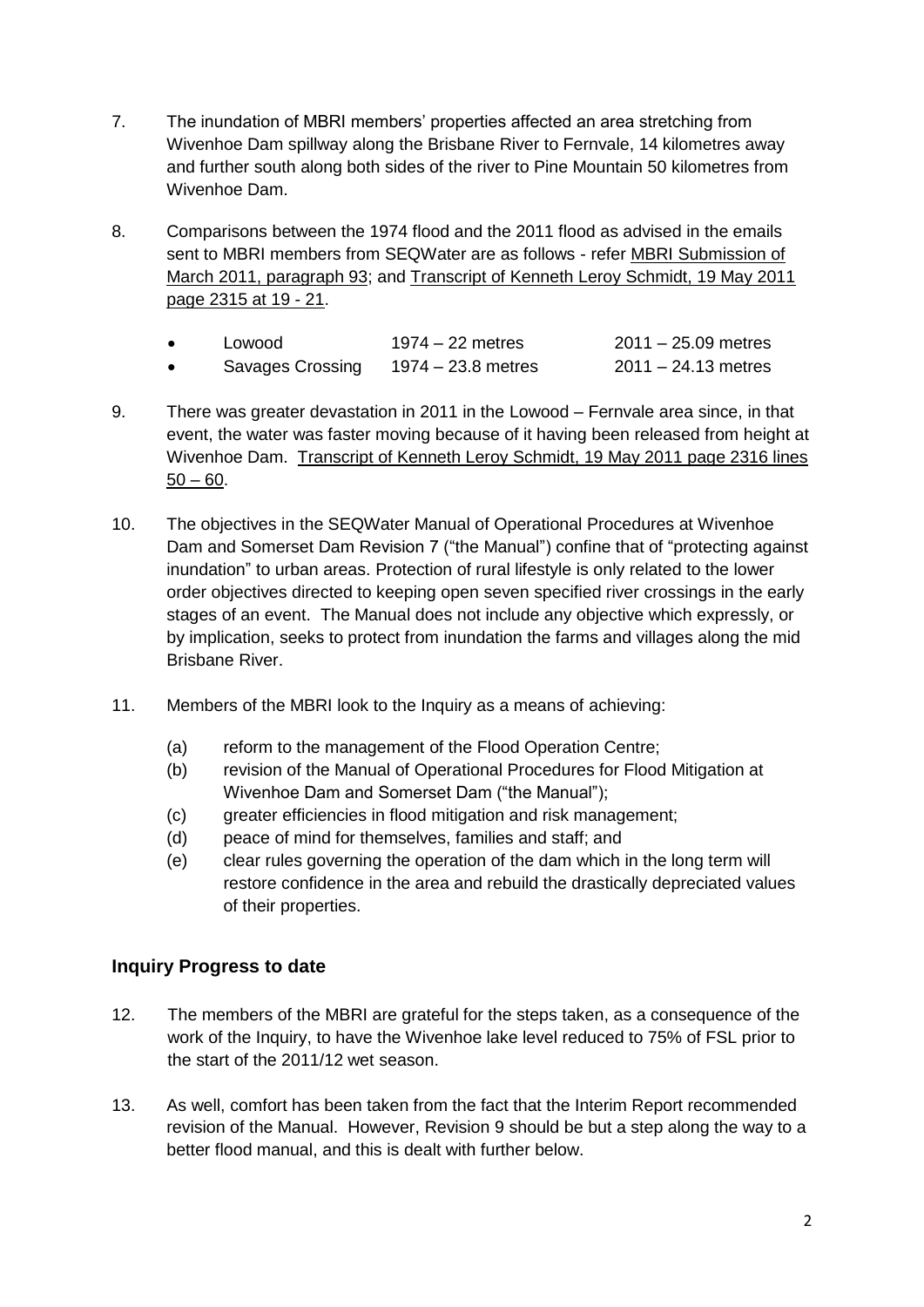7. The inundation of MBRI members' properties affected an area stretching from Wivenhoe Dam spillway along the Brisbane River to Fernvale, 14 kilometres away and further south along both sides of the river to Pine Mountain 50 kilometres from Wivenhoe Dam.

8. Comparisons between the 1974 flood and the 2011 flood as advised in the emails sent to MBRI members from SEQWater are as follows - refer MBRI Submission of March 2011, paragraph 93; and Transcript of Kenneth Leroy Schmidt, 19 May 2011 page 2315 at 19 - 21.

   - Lowood 1974 – 22 metres 2011 – 25.09 metres
   - Savages Crossing 1974 – 23.8 metres 2011 – 24.13 metres

9. There was greater devastation in 2011 in the Lowood – Fernvale area since, in that event, the water was faster moving because of it having been released from height at Wivenhoe Dam. Transcript of Kenneth Leroy Schmidt, 19 May 2011 page 2316 lines 50 – 60.

10. The objectives in the SEQWater Manual of Operational Procedures at Wivenhoe Dam and Somerset Dam Revision 7 ("the Manual") confine that of "protecting against inundation" to urban areas. Protection of rural lifestyle is only related to the lower order objectives directed to keeping open seven specified river crossings in the early stages of an event. The Manual does not include any objective which expressly, or by implication, seeks to protect from inundation the farms and villages along the mid Brisbane River.

11. Members of the MBRI look to the Inquiry as a means of achieving:

    (a) reform to the management of the Flood Operation Centre;
    (b) revision of the Manual of Operational Procedures for Flood Mitigation at Wivenhoe Dam and Somerset Dam ("the Manual");
    (c) greater efficiencies in flood mitigation and risk management;
    (d) peace of mind for themselves, families and staff; and
    (e) clear rules governing the operation of the dam which in the long term will restore confidence in the area and rebuild the drastically depreciated values of their properties.

## Inquiry Progress to date

12. The members of the MBRI are grateful for the steps taken, as a consequence of the work of the Inquiry, to have the Wivenhoe lake level reduced to 75% of FSL prior to the start of the 2011/12 wet season.

13. As well, comfort has been taken from the fact that the Interim Report recommended revision of the Manual. However, Revision 9 should be but a step along the way to a better flood manual, and this is dealt with further below.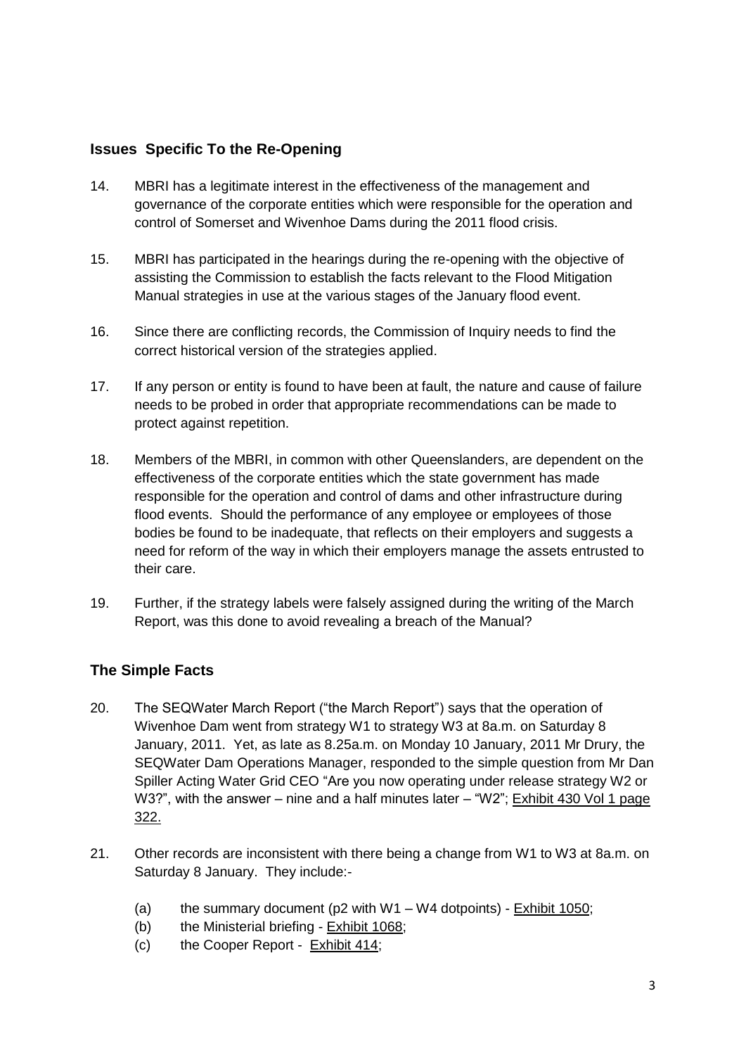## Issues Specific To the Re-Opening

14. MBRI has a legitimate interest in the effectiveness of the management and governance of the corporate entities which were responsible for the operation and control of Somerset and Wivenhoe Dams during the 2011 flood crisis.

15. MBRI has participated in the hearings during the re-opening with the objective of assisting the Commission to establish the facts relevant to the Flood Mitigation Manual strategies in use at the various stages of the January flood event.

16. Since there are conflicting records, the Commission of Inquiry needs to find the correct historical version of the strategies applied.

17. If any person or entity is found to have been at fault, the nature and cause of failure needs to be probed in order that appropriate recommendations can be made to protect against repetition.

18. Members of the MBRI, in common with other Queenslanders, are dependent on the effectiveness of the corporate entities which the state government has made responsible for the operation and control of dams and other infrastructure during flood events. Should the performance of any employee or employees of those bodies be found to be inadequate, that reflects on their employers and suggests a need for reform of the way in which their employers manage the assets entrusted to their care.

19. Further, if the strategy labels were falsely assigned during the writing of the March Report, was this done to avoid revealing a breach of the Manual?

## The Simple Facts

20. The SEQWater March Report ("the March Report") says that the operation of Wivenhoe Dam went from strategy W1 to strategy W3 at 8a.m. on Saturday 8 January, 2011. Yet, as late as 8.25a.m. on Monday 10 January, 2011 Mr Drury, the SEQWater Dam Operations Manager, responded to the simple question from Mr Dan Spiller Acting Water Grid CEO "Are you now operating under release strategy W2 or W3?", with the answer – nine and a half minutes later – "W2"; Exhibit 430 Vol 1 page 322.

21. Other records are inconsistent with there being a change from W1 to W3 at 8a.m. on Saturday 8 January. They include:-

    (a) the summary document (p2 with W1 – W4 dotpoints) - Exhibit 1050;
    (b) the Ministerial briefing - Exhibit 1068;
    (c) the Cooper Report - Exhibit 414;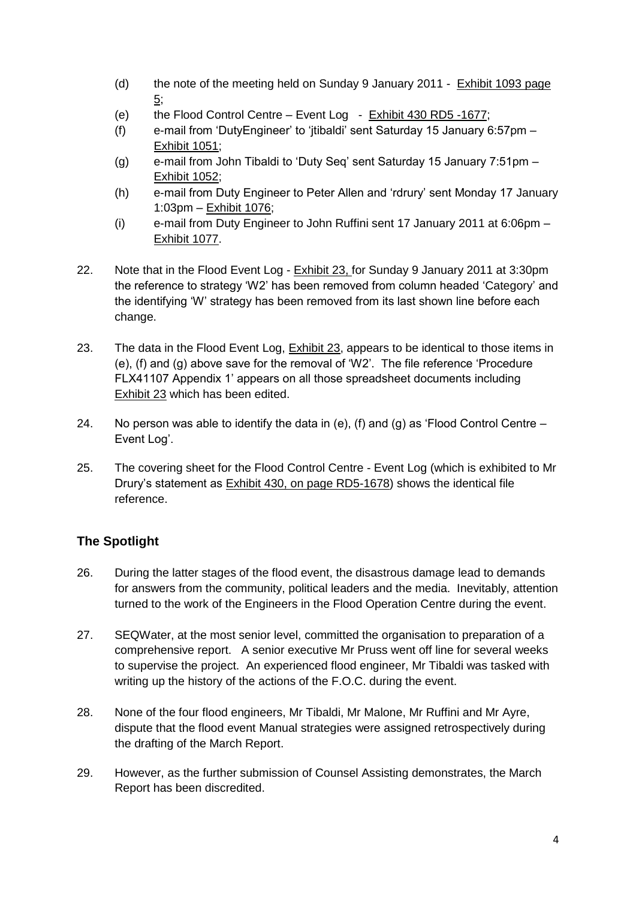(d) the note of the meeting held on Sunday 9 January 2011 - Exhibit 1093 page 5;

(e) the Flood Control Centre – Event Log - Exhibit 430 RD5 -1677;

(f) e-mail from 'DutyEngineer' to 'jtibaldi' sent Saturday 15 January 6:57pm – Exhibit 1051;

(g) e-mail from John Tibaldi to 'Duty Seq' sent Saturday 15 January 7:51pm – Exhibit 1052;

(h) e-mail from Duty Engineer to Peter Allen and 'rdrury' sent Monday 17 January 1:03pm – Exhibit 1076;

(i) e-mail from Duty Engineer to John Ruffini sent 17 January 2011 at 6:06pm – Exhibit 1077.

22. Note that in the Flood Event Log - Exhibit 23, for Sunday 9 January 2011 at 3:30pm the reference to strategy 'W2' has been removed from column headed 'Category' and the identifying 'W' strategy has been removed from its last shown line before each change.

23. The data in the Flood Event Log, Exhibit 23, appears to be identical to those items in (e), (f) and (g) above save for the removal of 'W2'. The file reference 'Procedure FLX41107 Appendix 1' appears on all those spreadsheet documents including Exhibit 23 which has been edited.

24. No person was able to identify the data in (e), (f) and (g) as 'Flood Control Centre – Event Log'.

25. The covering sheet for the Flood Control Centre - Event Log (which is exhibited to Mr Drury's statement as Exhibit 430, on page RD5-1678) shows the identical file reference.

## The Spotlight

26. During the latter stages of the flood event, the disastrous damage lead to demands for answers from the community, political leaders and the media. Inevitably, attention turned to the work of the Engineers in the Flood Operation Centre during the event.

27. SEQWater, at the most senior level, committed the organisation to preparation of a comprehensive report. A senior executive Mr Pruss went off line for several weeks to supervise the project. An experienced flood engineer, Mr Tibaldi was tasked with writing up the history of the actions of the F.O.C. during the event.

28. None of the four flood engineers, Mr Tibaldi, Mr Malone, Mr Ruffini and Mr Ayre, dispute that the flood event Manual strategies were assigned retrospectively during the drafting of the March Report.

29. However, as the further submission of Counsel Assisting demonstrates, the March Report has been discredited.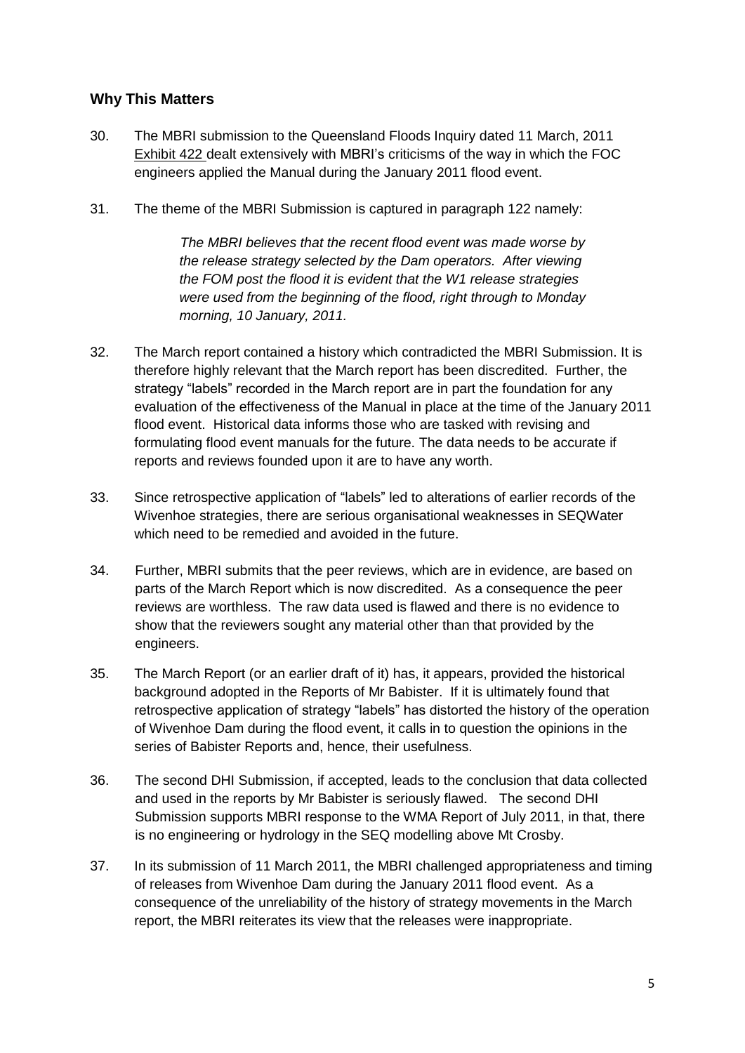## Why This Matters

30. The MBRI submission to the Queensland Floods Inquiry dated 11 March, 2011 Exhibit 422 dealt extensively with MBRI's criticisms of the way in which the FOC engineers applied the Manual during the January 2011 flood event.

31. The theme of the MBRI Submission is captured in paragraph 122 namely:

    > *The MBRI believes that the recent flood event was made worse by the release strategy selected by the Dam operators. After viewing the FOM post the flood it is evident that the W1 release strategies were used from the beginning of the flood, right through to Monday morning, 10 January, 2011.*

32. The March report contained a history which contradicted the MBRI Submission. It is therefore highly relevant that the March report has been discredited. Further, the strategy "labels" recorded in the March report are in part the foundation for any evaluation of the effectiveness of the Manual in place at the time of the January 2011 flood event. Historical data informs those who are tasked with revising and formulating flood event manuals for the future. The data needs to be accurate if reports and reviews founded upon it are to have any worth.

33. Since retrospective application of "labels" led to alterations of earlier records of the Wivenhoe strategies, there are serious organisational weaknesses in SEQWater which need to be remedied and avoided in the future.

34. Further, MBRI submits that the peer reviews, which are in evidence, are based on parts of the March Report which is now discredited. As a consequence the peer reviews are worthless. The raw data used is flawed and there is no evidence to show that the reviewers sought any material other than that provided by the engineers.

35. The March Report (or an earlier draft of it) has, it appears, provided the historical background adopted in the Reports of Mr Babister. If it is ultimately found that retrospective application of strategy "labels" has distorted the history of the operation of Wivenhoe Dam during the flood event, it calls in to question the opinions in the series of Babister Reports and, hence, their usefulness.

36. The second DHI Submission, if accepted, leads to the conclusion that data collected and used in the reports by Mr Babister is seriously flawed. The second DHI Submission supports MBRI response to the WMA Report of July 2011, in that, there is no engineering or hydrology in the SEQ modelling above Mt Crosby.

37. In its submission of 11 March 2011, the MBRI challenged appropriateness and timing of releases from Wivenhoe Dam during the January 2011 flood event. As a consequence of the unreliability of the history of strategy movements in the March report, the MBRI reiterates its view that the releases were inappropriate.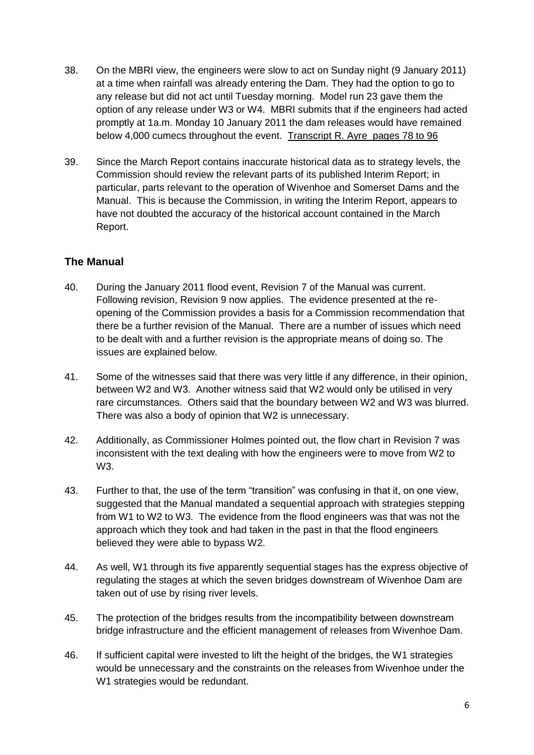38. On the MBRI view, the engineers were slow to act on Sunday night (9 January 2011) at a time when rainfall was already entering the Dam. They had the option to go to any release but did not act until Tuesday morning. Model run 23 gave them the option of any release under W3 or W4. MBRI submits that if the engineers had acted promptly at 1a.m. Monday 10 January 2011 the dam releases would have remained below 4,000 cumecs throughout the event. Transcript R. Ayre pages 78 to 96

39. Since the March Report contains inaccurate historical data as to strategy levels, the Commission should review the relevant parts of its published Interim Report; in particular, parts relevant to the operation of Wivenhoe and Somerset Dams and the Manual. This is because the Commission, in writing the Interim Report, appears to have not doubted the accuracy of the historical account contained in the March Report.

## The Manual

40. During the January 2011 flood event, Revision 7 of the Manual was current. Following revision, Revision 9 now applies. The evidence presented at the re-opening of the Commission provides a basis for a Commission recommendation that there be a further revision of the Manual. There are a number of issues which need to be dealt with and a further revision is the appropriate means of doing so. The issues are explained below.

41. Some of the witnesses said that there was very little if any difference, in their opinion, between W2 and W3. Another witness said that W2 would only be utilised in very rare circumstances. Others said that the boundary between W2 and W3 was blurred. There was also a body of opinion that W2 is unnecessary.

42. Additionally, as Commissioner Holmes pointed out, the flow chart in Revision 7 was inconsistent with the text dealing with how the engineers were to move from W2 to W3.

43. Further to that, the use of the term "transition" was confusing in that it, on one view, suggested that the Manual mandated a sequential approach with strategies stepping from W1 to W2 to W3. The evidence from the flood engineers was that was not the approach which they took and had taken in the past in that the flood engineers believed they were able to bypass W2.

44. As well, W1 through its five apparently sequential stages has the express objective of regulating the stages at which the seven bridges downstream of Wivenhoe Dam are taken out of use by rising river levels.

45. The protection of the bridges results from the incompatibility between downstream bridge infrastructure and the efficient management of releases from Wivenhoe Dam.

46. If sufficient capital were invested to lift the height of the bridges, the W1 strategies would be unnecessary and the constraints on the releases from Wivenhoe under the W1 strategies would be redundant.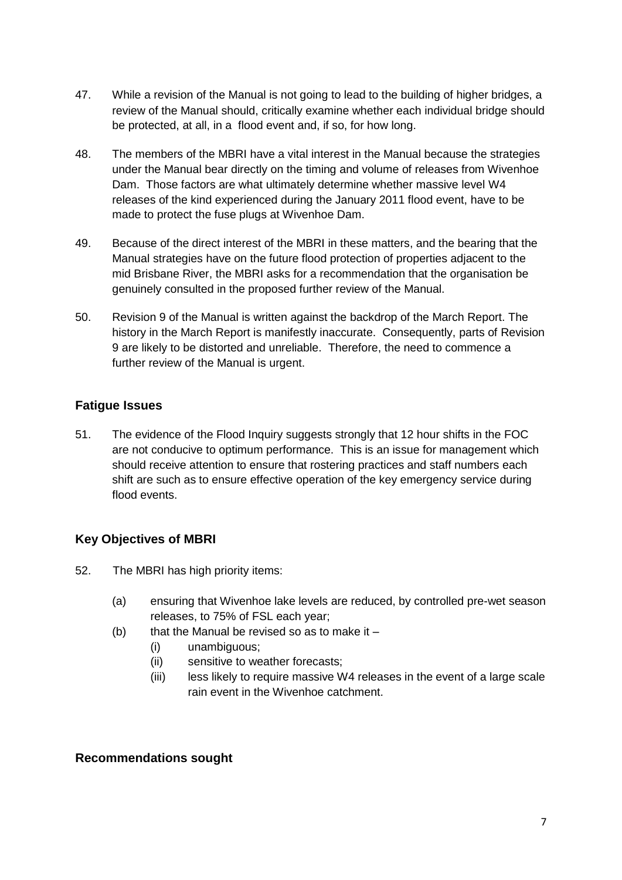47. While a revision of the Manual is not going to lead to the building of higher bridges, a review of the Manual should, critically examine whether each individual bridge should be protected, at all, in a flood event and, if so, for how long.

48. The members of the MBRI have a vital interest in the Manual because the strategies under the Manual bear directly on the timing and volume of releases from Wivenhoe Dam. Those factors are what ultimately determine whether massive level W4 releases of the kind experienced during the January 2011 flood event, have to be made to protect the fuse plugs at Wivenhoe Dam.

49. Because of the direct interest of the MBRI in these matters, and the bearing that the Manual strategies have on the future flood protection of properties adjacent to the mid Brisbane River, the MBRI asks for a recommendation that the organisation be genuinely consulted in the proposed further review of the Manual.

50. Revision 9 of the Manual is written against the backdrop of the March Report. The history in the March Report is manifestly inaccurate. Consequently, parts of Revision 9 are likely to be distorted and unreliable. Therefore, the need to commence a further review of the Manual is urgent.

## Fatigue Issues

51. The evidence of the Flood Inquiry suggests strongly that 12 hour shifts in the FOC are not conducive to optimum performance. This is an issue for management which should receive attention to ensure that rostering practices and staff numbers each shift are such as to ensure effective operation of the key emergency service during flood events.

## Key Objectives of MBRI

52. The MBRI has high priority items:

    (a) ensuring that Wivenhoe lake levels are reduced, by controlled pre-wet season releases, to 75% of FSL each year;

    (b) that the Manual be revised so as to make it –

        (i) unambiguous;

        (ii) sensitive to weather forecasts;

        (iii) less likely to require massive W4 releases in the event of a large scale rain event in the Wivenhoe catchment.

## Recommendations sought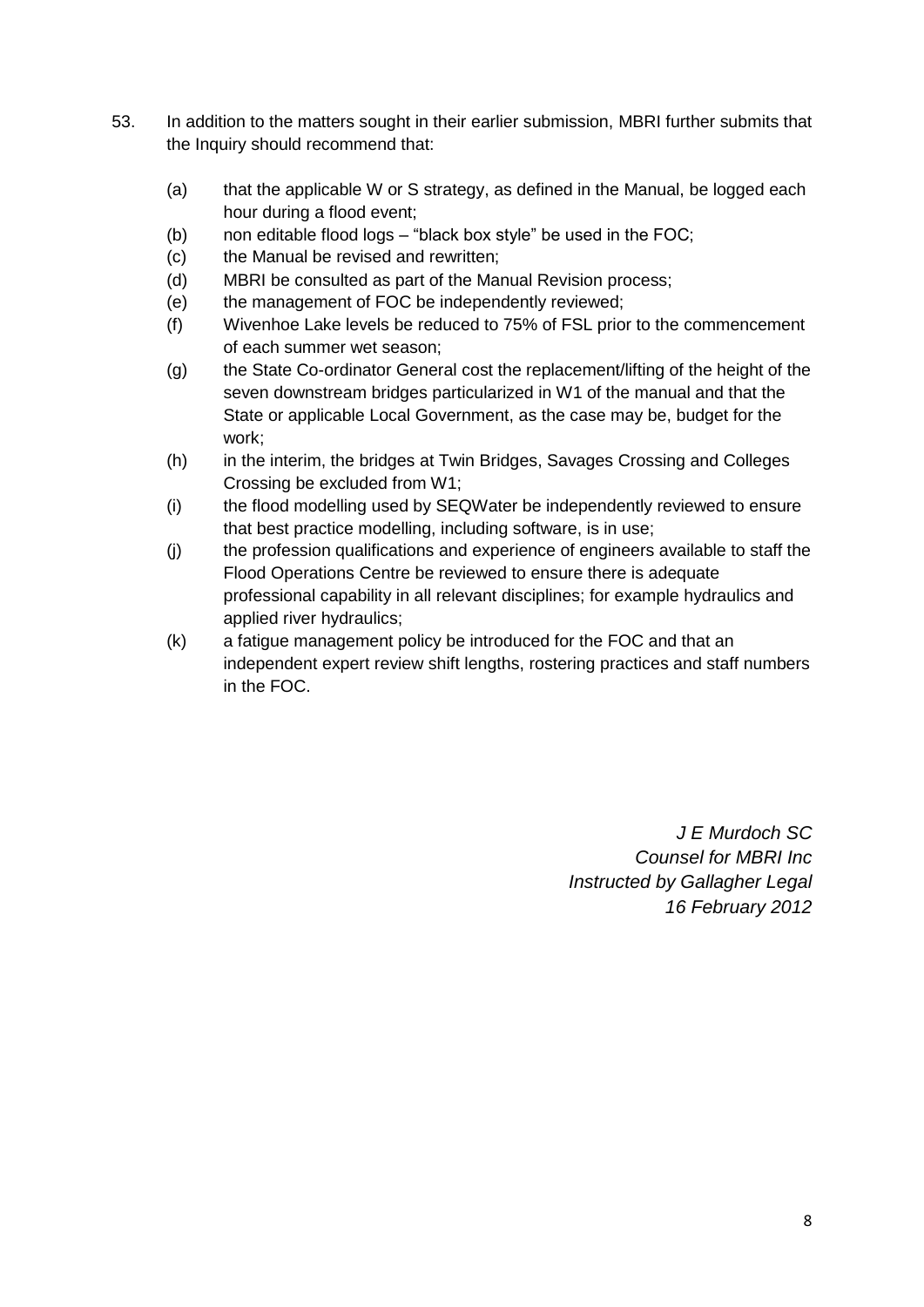53. In addition to the matters sought in their earlier submission, MBRI further submits that the Inquiry should recommend that:

    (a) that the applicable W or S strategy, as defined in the Manual, be logged each hour during a flood event;
    (b) non editable flood logs – "black box style" be used in the FOC;
    (c) the Manual be revised and rewritten;
    (d) MBRI be consulted as part of the Manual Revision process;
    (e) the management of FOC be independently reviewed;
    (f) Wivenhoe Lake levels be reduced to 75% of FSL prior to the commencement of each summer wet season;
    (g) the State Co-ordinator General cost the replacement/lifting of the height of the seven downstream bridges particularized in W1 of the manual and that the State or applicable Local Government, as the case may be, budget for the work;
    (h) in the interim, the bridges at Twin Bridges, Savages Crossing and Colleges Crossing be excluded from W1;
    (i) the flood modelling used by SEQWater be independently reviewed to ensure that best practice modelling, including software, is in use;
    (j) the profession qualifications and experience of engineers available to staff the Flood Operations Centre be reviewed to ensure there is adequate professional capability in all relevant disciplines; for example hydraulics and applied river hydraulics;
    (k) a fatigue management policy be introduced for the FOC and that an independent expert review shift lengths, rostering practices and staff numbers in the FOC.

*J E Murdoch SC*
*Counsel for MBRI Inc*
*Instructed by Gallagher Legal*
*16 February 2012*